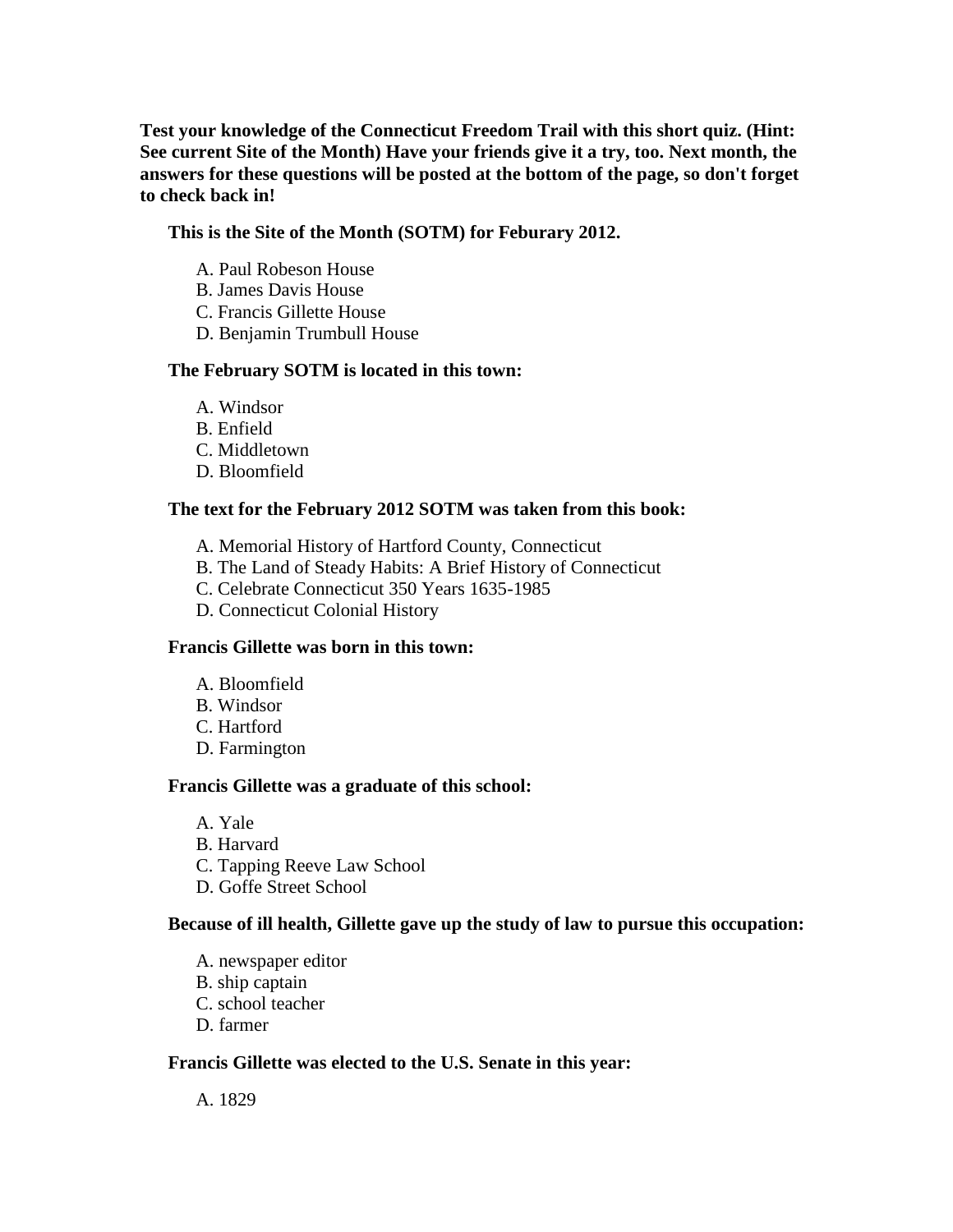**Test your knowledge of the Connecticut Freedom Trail with this short quiz. (Hint: See current Site of the Month) Have your friends give it a try, too. Next month, the answers for these questions will be posted at the bottom of the page, so don't forget to check back in!**

**This is the Site of the Month (SOTM) for Feburary 2012.**

A. Paul Robeson House
B. James Davis House
C. Francis Gillette House
D. Benjamin Trumbull House

**The February SOTM is located in this town:**

A. Windsor
B. Enfield
C. Middletown
D. Bloomfield

**The text for the February 2012 SOTM was taken from this book:**

A. Memorial History of Hartford County, Connecticut
B. The Land of Steady Habits: A Brief History of Connecticut
C. Celebrate Connecticut 350 Years 1635-1985
D. Connecticut Colonial History

**Francis Gillette was born in this town:**

A. Bloomfield
B. Windsor
C. Hartford
D. Farmington

**Francis Gillette was a graduate of this school:**

A. Yale
B. Harvard
C. Tapping Reeve Law School
D. Goffe Street School

**Because of ill health, Gillette gave up the study of law to pursue this occupation:**

A. newspaper editor
B. ship captain
C. school teacher
D. farmer

**Francis Gillette was elected to the U.S. Senate in this year:**

A. 1829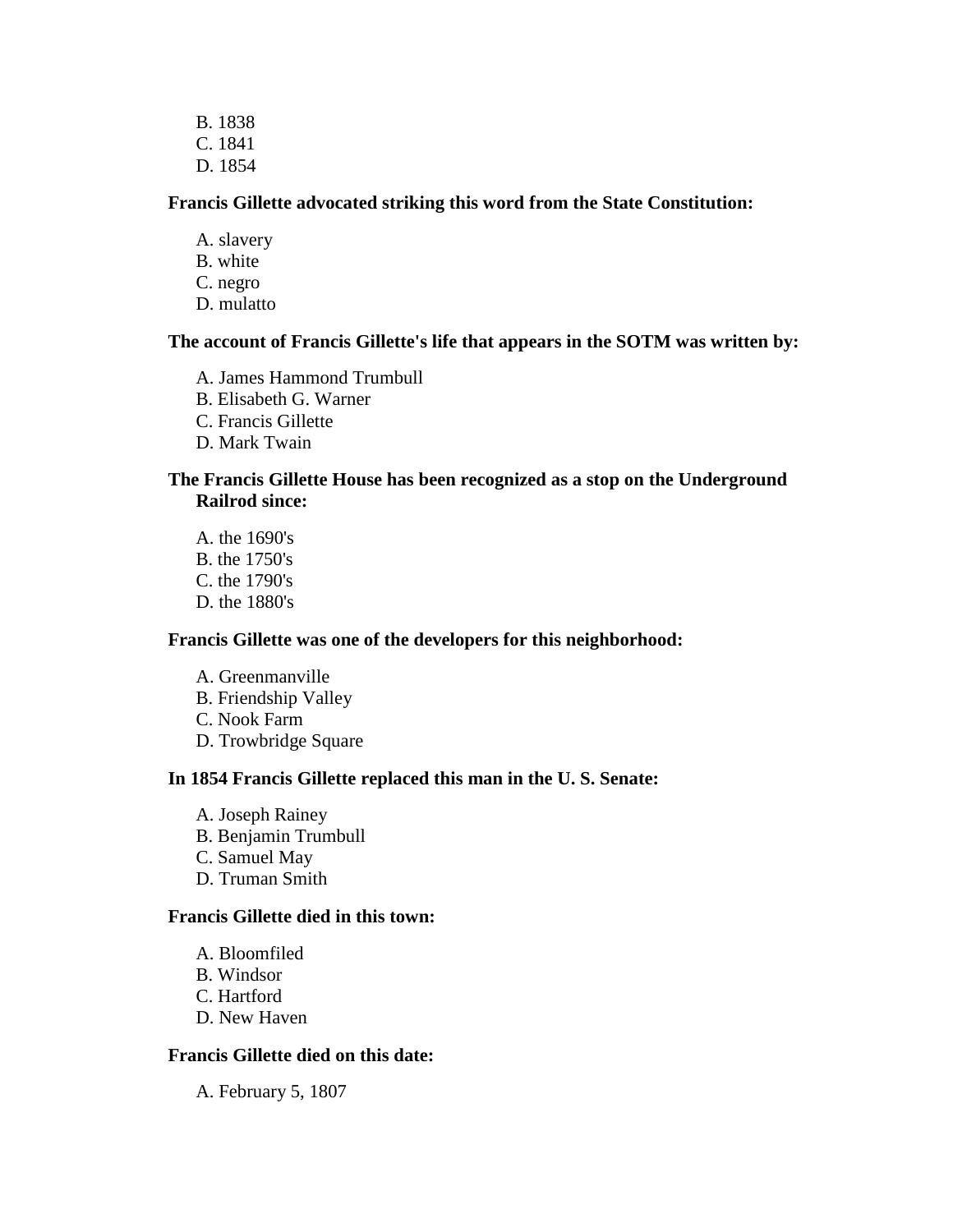B. 1838
C. 1841
D. 1854

**Francis Gillette advocated striking this word from the State Constitution:**

A. slavery
B. white
C. negro
D. mulatto

**The account of Francis Gillette's life that appears in the SOTM was written by:**

A. James Hammond Trumbull
B. Elisabeth G. Warner
C. Francis Gillette
D. Mark Twain

**The Francis Gillette House has been recognized as a stop on the Underground Railrod since:**

A. the 1690's
B. the 1750's
C. the 1790's
D. the 1880's

**Francis Gillette was one of the developers for this neighborhood:**

A. Greenmanville
B. Friendship Valley
C. Nook Farm
D. Trowbridge Square

**In 1854 Francis Gillette replaced this man in the U. S. Senate:**

A. Joseph Rainey
B. Benjamin Trumbull
C. Samuel May
D. Truman Smith

**Francis Gillette died in this town:**

A. Bloomfiled
B. Windsor
C. Hartford
D. New Haven

**Francis Gillette died on this date:**

A. February 5, 1807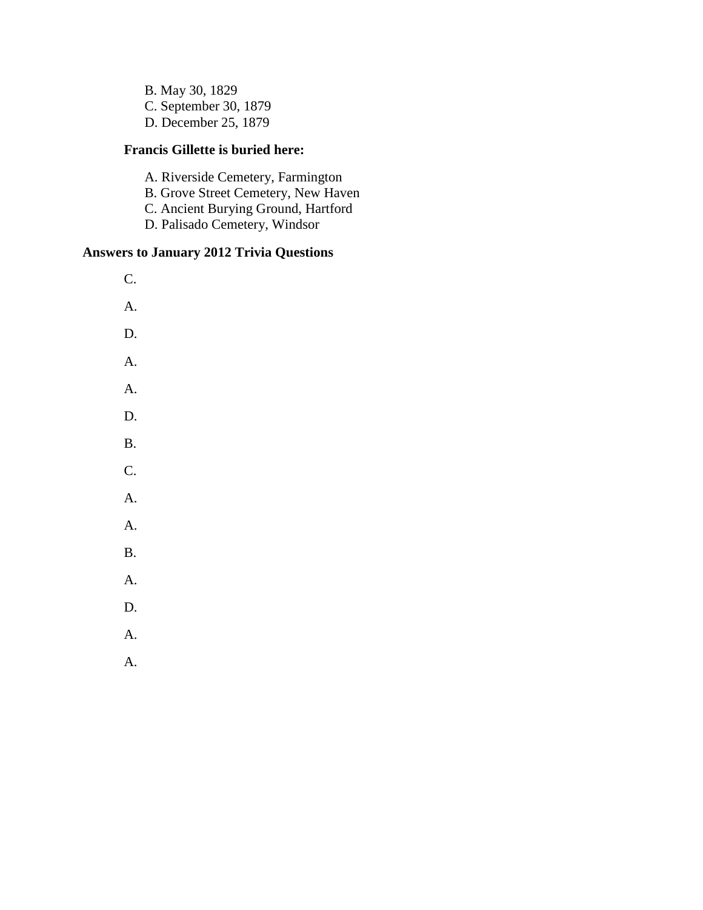B. May 30, 1829
C. September 30, 1879
D. December 25, 1879

**Francis Gillette is buried here:**

A. Riverside Cemetery, Farmington
B. Grove Street Cemetery, New Haven
C. Ancient Burying Ground, Hartford
D. Palisado Cemetery, Windsor

**Answers to January 2012 Trivia Questions**

C.

A.

D.

A.

A.

D.

B.

C.

A.

A.

B.

A.

D.

A.

A.